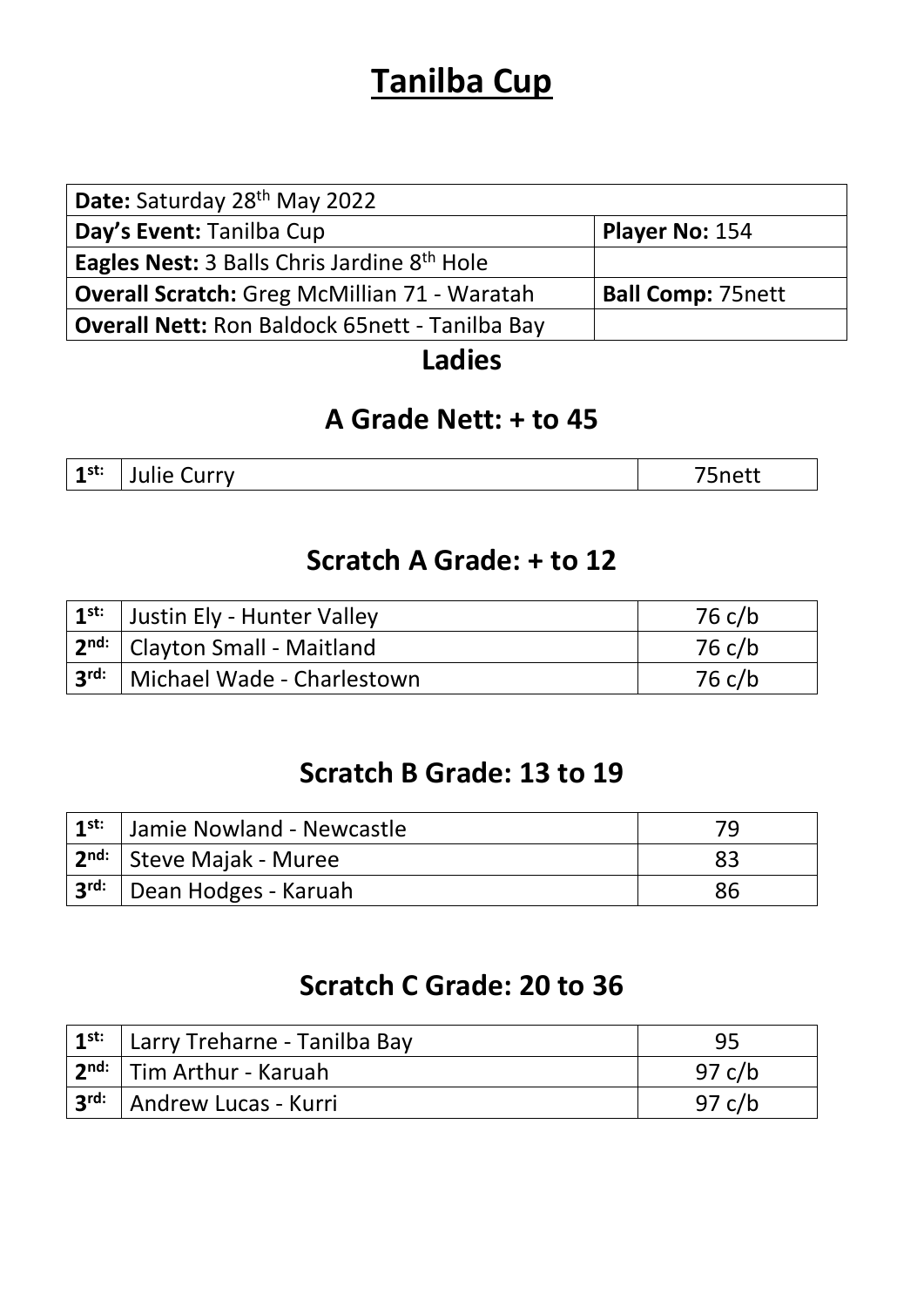# Tanilba Cup

| **Date:** Saturday 28th May 2022 | |
|---|---|
| **Day's Event:** Tanilba Cup | **Player No:** 154 |
| **Eagles Nest:** 3 Balls Chris Jardine 8th Hole | |
| **Overall Scratch:** Greg McMillian 71 - Waratah | **Ball Comp:** 75nett |
| **Overall Nett:** Ron Baldock 65nett - Tanilba Bay | |

## Ladies

## A Grade Nett: + to 45

| | | |
|---|---|---|
| 1st: | Julie Curry | 75nett |

## Scratch A Grade: + to 12

| | | |
|---|---|---|
| 1st: | Justin Ely - Hunter Valley | 76 c/b |
| 2nd: | Clayton Small - Maitland | 76 c/b |
| 3rd: | Michael Wade - Charlestown | 76 c/b |

## Scratch B Grade: 13 to 19

| | | |
|---|---|---|
| 1st: | Jamie Nowland - Newcastle | 79 |
| 2nd: | Steve Majak - Muree | 83 |
| 3rd: | Dean Hodges - Karuah | 86 |

## Scratch C Grade: 20 to 36

| | | |
|---|---|---|
| 1st: | Larry Treharne - Tanilba Bay | 95 |
| 2nd: | Tim Arthur - Karuah | 97 c/b |
| 3rd: | Andrew Lucas - Kurri | 97 c/b |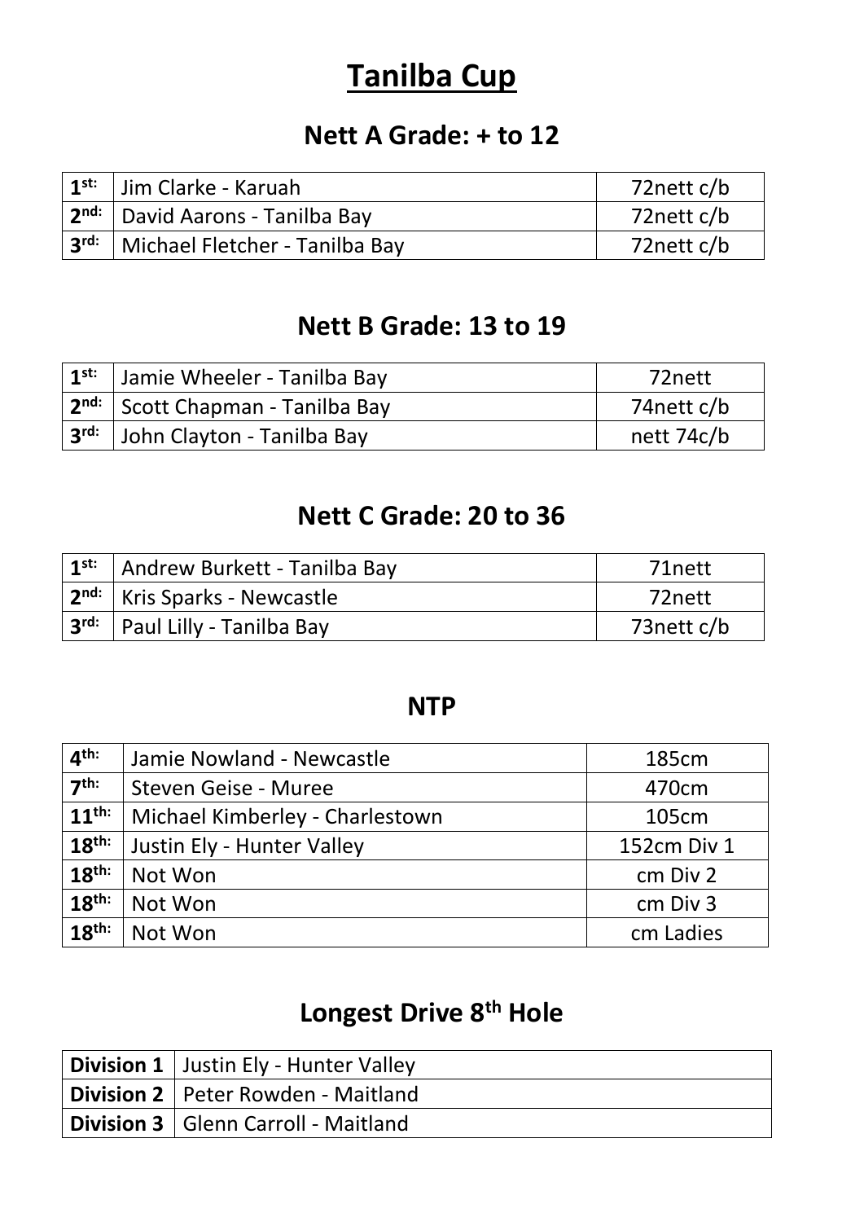# Tanilba Cup

## Nett A Grade: + to 12

| | | |
|---|---|---|
| 1st: | Jim Clarke - Karuah | 72nett c/b |
| 2nd: | David Aarons - Tanilba Bay | 72nett c/b |
| 3rd: | Michael Fletcher - Tanilba Bay | 72nett c/b |

## Nett B Grade: 13 to 19

| | | |
|---|---|---|
| 1st: | Jamie Wheeler - Tanilba Bay | 72nett |
| 2nd: | Scott Chapman - Tanilba Bay | 74nett c/b |
| 3rd: | John Clayton - Tanilba Bay | nett 74c/b |

## Nett C Grade: 20 to 36

| | | |
|---|---|---|
| 1st: | Andrew Burkett - Tanilba Bay | 71nett |
| 2nd: | Kris Sparks - Newcastle | 72nett |
| 3rd: | Paul Lilly - Tanilba Bay | 73nett c/b |

## NTP

| | | |
|---|---|---|
| 4th: | Jamie Nowland - Newcastle | 185cm |
| 7th: | Steven Geise - Muree | 470cm |
| 11th: | Michael Kimberley - Charlestown | 105cm |
| 18th: | Justin Ely - Hunter Valley | 152cm Div 1 |
| 18th: | Not Won | cm Div 2 |
| 18th: | Not Won | cm Div 3 |
| 18th: | Not Won | cm Ladies |

## Longest Drive 8th Hole

| | |
|---|---|
| **Division 1** | Justin Ely - Hunter Valley |
| **Division 2** | Peter Rowden - Maitland |
| **Division 3** | Glenn Carroll - Maitland |